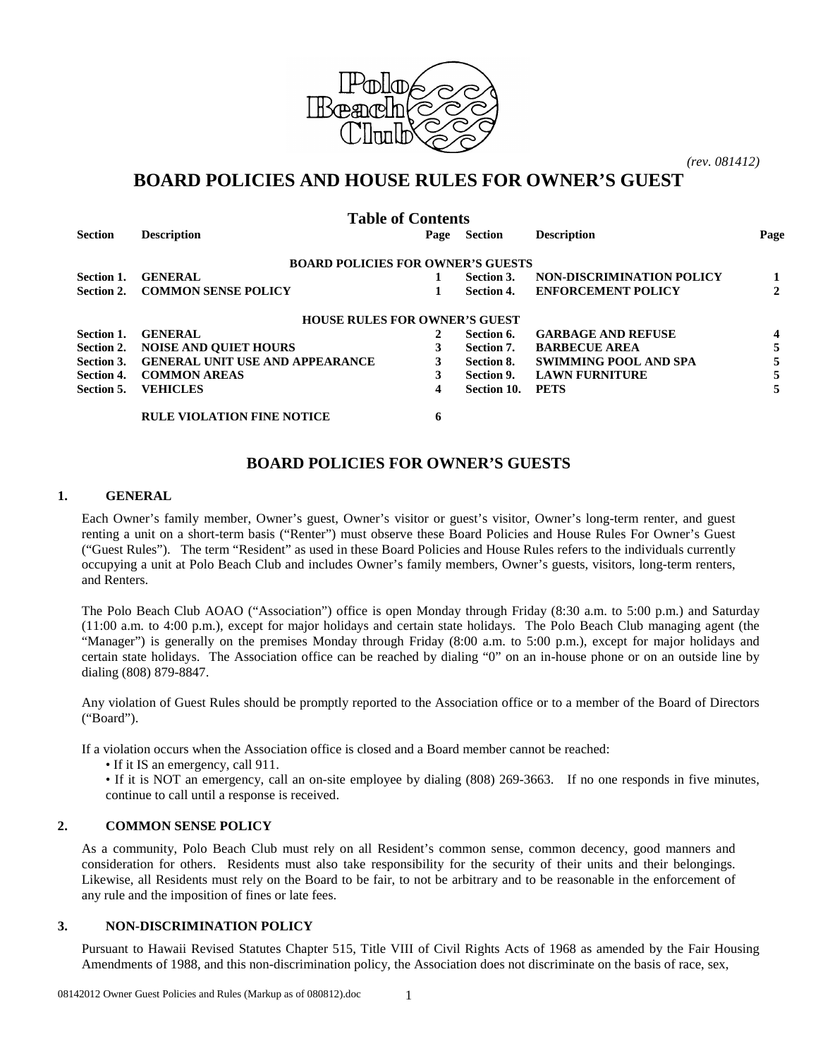*(rev. 081412)*

# BOARD POLICIES AND HOUSE RULES FOR OWNER'S GUEST

## Table of Contents

| Section | Description | Page | Section | Description | Page |
|---|---|---|---|---|---|
| | **BOARD POLICIES FOR OWNER'S GUESTS** | | | | |
| **Section 1.** | **GENERAL** | **1** | **Section 3.** | **NON-DISCRIMINATION POLICY** | **1** |
| **Section 2.** | **COMMON SENSE POLICY** | **1** | **Section 4.** | **ENFORCEMENT POLICY** | **2** |
| | **HOUSE RULES FOR OWNER'S GUEST** | | | | |
| **Section 1.** | **GENERAL** | **2** | **Section 6.** | **GARBAGE AND REFUSE** | **4** |
| **Section 2.** | **NOISE AND QUIET HOURS** | **3** | **Section 7.** | **BARBECUE AREA** | **5** |
| **Section 3.** | **GENERAL UNIT USE AND APPEARANCE** | **3** | **Section 8.** | **SWIMMING POOL AND SPA** | **5** |
| **Section 4.** | **COMMON AREAS** | **3** | **Section 9.** | **LAWN FURNITURE** | **5** |
| **Section 5.** | **VEHICLES** | **4** | **Section 10.** | **PETS** | **5** |
| | **RULE VIOLATION FINE NOTICE** | **6** | | | |

## BOARD POLICIES FOR OWNER'S GUESTS

### 1. GENERAL

Each Owner's family member, Owner's guest, Owner's visitor or guest's visitor, Owner's long-term renter, and guest renting a unit on a short-term basis ("Renter") must observe these Board Policies and House Rules For Owner's Guest ("Guest Rules"). The term "Resident" as used in these Board Policies and House Rules refers to the individuals currently occupying a unit at Polo Beach Club and includes Owner's family members, Owner's guests, visitors, long-term renters, and Renters.

The Polo Beach Club AOAO ("Association") office is open Monday through Friday (8:30 a.m. to 5:00 p.m.) and Saturday (11:00 a.m. to 4:00 p.m.), except for major holidays and certain state holidays. The Polo Beach Club managing agent (the "Manager") is generally on the premises Monday through Friday (8:00 a.m. to 5:00 p.m.), except for major holidays and certain state holidays. The Association office can be reached by dialing "0" on an in-house phone or on an outside line by dialing (808) 879-8847.

Any violation of Guest Rules should be promptly reported to the Association office or to a member of the Board of Directors ("Board").

If a violation occurs when the Association office is closed and a Board member cannot be reached:

- If it IS an emergency, call 911.
- If it is NOT an emergency, call an on-site employee by dialing (808) 269-3663. If no one responds in five minutes, continue to call until a response is received.

### 2. COMMON SENSE POLICY

As a community, Polo Beach Club must rely on all Resident's common sense, common decency, good manners and consideration for others. Residents must also take responsibility for the security of their units and their belongings. Likewise, all Residents must rely on the Board to be fair, to not be arbitrary and to be reasonable in the enforcement of any rule and the imposition of fines or late fees.

### 3. NON-DISCRIMINATION POLICY

Pursuant to Hawaii Revised Statutes Chapter 515, Title VIII of Civil Rights Acts of 1968 as amended by the Fair Housing Amendments of 1988, and this non-discrimination policy, the Association does not discriminate on the basis of race, sex,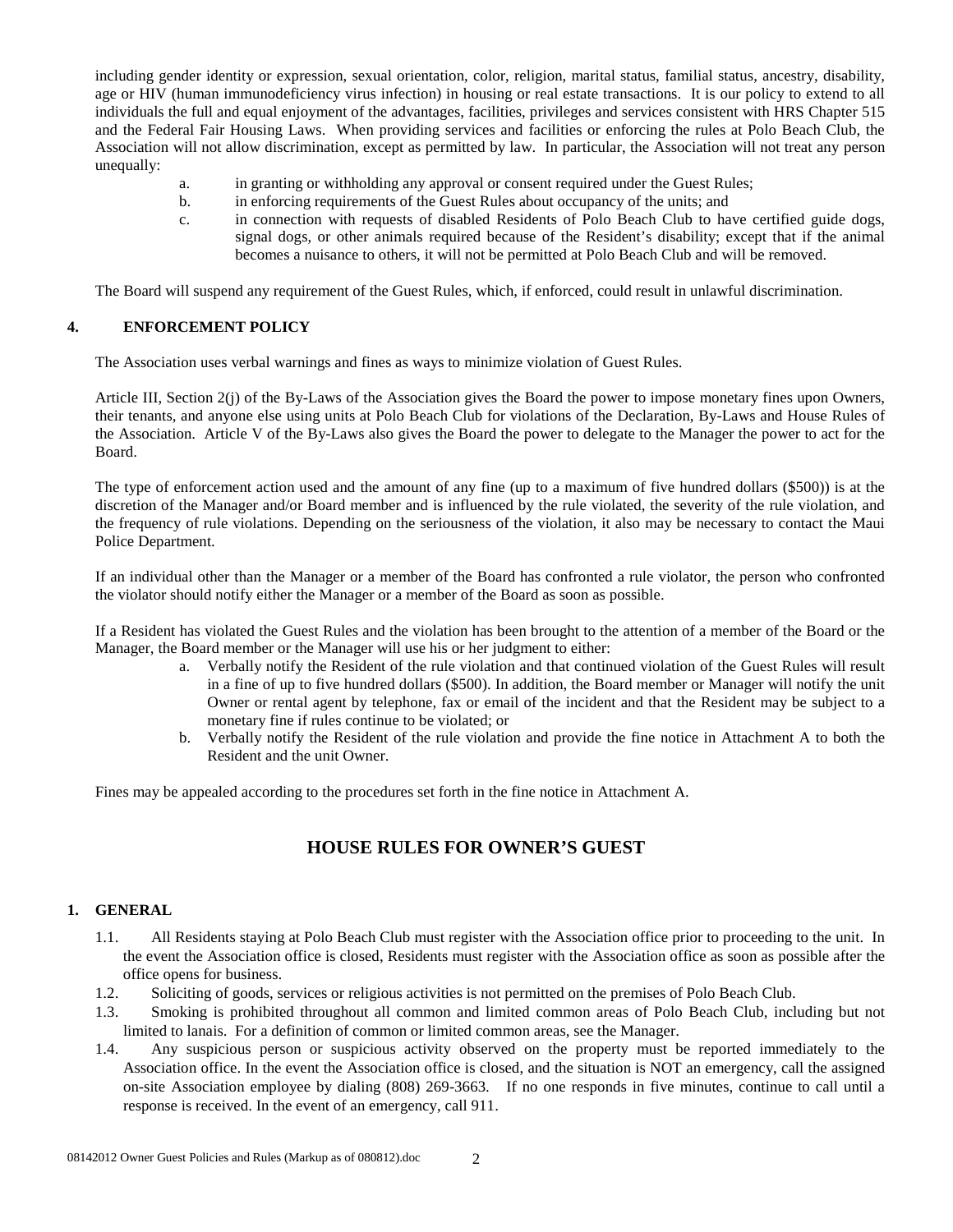including gender identity or expression, sexual orientation, color, religion, marital status, familial status, ancestry, disability, age or HIV (human immunodeficiency virus infection) in housing or real estate transactions. It is our policy to extend to all individuals the full and equal enjoyment of the advantages, facilities, privileges and services consistent with HRS Chapter 515 and the Federal Fair Housing Laws. When providing services and facilities or enforcing the rules at Polo Beach Club, the Association will not allow discrimination, except as permitted by law. In particular, the Association will not treat any person unequally:

a. in granting or withholding any approval or consent required under the Guest Rules;
b. in enforcing requirements of the Guest Rules about occupancy of the units; and
c. in connection with requests of disabled Residents of Polo Beach Club to have certified guide dogs, signal dogs, or other animals required because of the Resident's disability; except that if the animal becomes a nuisance to others, it will not be permitted at Polo Beach Club and will be removed.

The Board will suspend any requirement of the Guest Rules, which, if enforced, could result in unlawful discrimination.

## 4. ENFORCEMENT POLICY

The Association uses verbal warnings and fines as ways to minimize violation of Guest Rules.

Article III, Section 2(j) of the By-Laws of the Association gives the Board the power to impose monetary fines upon Owners, their tenants, and anyone else using units at Polo Beach Club for violations of the Declaration, By-Laws and House Rules of the Association. Article V of the By-Laws also gives the Board the power to delegate to the Manager the power to act for the Board.

The type of enforcement action used and the amount of any fine (up to a maximum of five hundred dollars ($500)) is at the discretion of the Manager and/or Board member and is influenced by the rule violated, the severity of the rule violation, and the frequency of rule violations. Depending on the seriousness of the violation, it also may be necessary to contact the Maui Police Department.

If an individual other than the Manager or a member of the Board has confronted a rule violator, the person who confronted the violator should notify either the Manager or a member of the Board as soon as possible.

If a Resident has violated the Guest Rules and the violation has been brought to the attention of a member of the Board or the Manager, the Board member or the Manager will use his or her judgment to either:

a. Verbally notify the Resident of the rule violation and that continued violation of the Guest Rules will result in a fine of up to five hundred dollars ($500). In addition, the Board member or Manager will notify the unit Owner or rental agent by telephone, fax or email of the incident and that the Resident may be subject to a monetary fine if rules continue to be violated; or
b. Verbally notify the Resident of the rule violation and provide the fine notice in Attachment A to both the Resident and the unit Owner.

Fines may be appealed according to the procedures set forth in the fine notice in Attachment A.

# HOUSE RULES FOR OWNER'S GUEST

## 1. GENERAL

1.1. All Residents staying at Polo Beach Club must register with the Association office prior to proceeding to the unit. In the event the Association office is closed, Residents must register with the Association office as soon as possible after the office opens for business.

1.2. Soliciting of goods, services or religious activities is not permitted on the premises of Polo Beach Club.

1.3. Smoking is prohibited throughout all common and limited common areas of Polo Beach Club, including but not limited to lanais. For a definition of common or limited common areas, see the Manager.

1.4. Any suspicious person or suspicious activity observed on the property must be reported immediately to the Association office. In the event the Association office is closed, and the situation is NOT an emergency, call the assigned on-site Association employee by dialing (808) 269-3663. If no one responds in five minutes, continue to call until a response is received. In the event of an emergency, call 911.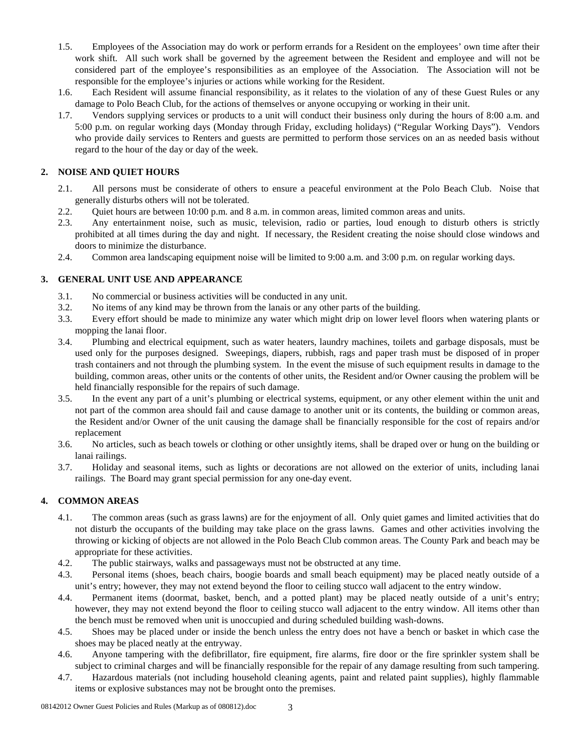1.5. Employees of the Association may do work or perform errands for a Resident on the employees' own time after their work shift. All such work shall be governed by the agreement between the Resident and employee and will not be considered part of the employee's responsibilities as an employee of the Association. The Association will not be responsible for the employee's injuries or actions while working for the Resident.

1.6. Each Resident will assume financial responsibility, as it relates to the violation of any of these Guest Rules or any damage to Polo Beach Club, for the actions of themselves or anyone occupying or working in their unit.

1.7. Vendors supplying services or products to a unit will conduct their business only during the hours of 8:00 a.m. and 5:00 p.m. on regular working days (Monday through Friday, excluding holidays) ("Regular Working Days"). Vendors who provide daily services to Renters and guests are permitted to perform those services on an as needed basis without regard to the hour of the day or day of the week.

## 2. NOISE AND QUIET HOURS

2.1. All persons must be considerate of others to ensure a peaceful environment at the Polo Beach Club. Noise that generally disturbs others will not be tolerated.

2.2. Quiet hours are between 10:00 p.m. and 8 a.m. in common areas, limited common areas and units.

2.3. Any entertainment noise, such as music, television, radio or parties, loud enough to disturb others is strictly prohibited at all times during the day and night. If necessary, the Resident creating the noise should close windows and doors to minimize the disturbance.

2.4. Common area landscaping equipment noise will be limited to 9:00 a.m. and 3:00 p.m. on regular working days.

## 3. GENERAL UNIT USE AND APPEARANCE

3.1. No commercial or business activities will be conducted in any unit.

3.2. No items of any kind may be thrown from the lanais or any other parts of the building.

3.3. Every effort should be made to minimize any water which might drip on lower level floors when watering plants or mopping the lanai floor.

3.4. Plumbing and electrical equipment, such as water heaters, laundry machines, toilets and garbage disposals, must be used only for the purposes designed. Sweepings, diapers, rubbish, rags and paper trash must be disposed of in proper trash containers and not through the plumbing system. In the event the misuse of such equipment results in damage to the building, common areas, other units or the contents of other units, the Resident and/or Owner causing the problem will be held financially responsible for the repairs of such damage.

3.5. In the event any part of a unit's plumbing or electrical systems, equipment, or any other element within the unit and not part of the common area should fail and cause damage to another unit or its contents, the building or common areas, the Resident and/or Owner of the unit causing the damage shall be financially responsible for the cost of repairs and/or replacement

3.6. No articles, such as beach towels or clothing or other unsightly items, shall be draped over or hung on the building or lanai railings.

3.7. Holiday and seasonal items, such as lights or decorations are not allowed on the exterior of units, including lanai railings. The Board may grant special permission for any one-day event.

## 4. COMMON AREAS

4.1. The common areas (such as grass lawns) are for the enjoyment of all. Only quiet games and limited activities that do not disturb the occupants of the building may take place on the grass lawns. Games and other activities involving the throwing or kicking of objects are not allowed in the Polo Beach Club common areas. The County Park and beach may be appropriate for these activities.

4.2. The public stairways, walks and passageways must not be obstructed at any time.

4.3. Personal items (shoes, beach chairs, boogie boards and small beach equipment) may be placed neatly outside of a unit's entry; however, they may not extend beyond the floor to ceiling stucco wall adjacent to the entry window.

4.4. Permanent items (doormat, basket, bench, and a potted plant) may be placed neatly outside of a unit's entry; however, they may not extend beyond the floor to ceiling stucco wall adjacent to the entry window. All items other than the bench must be removed when unit is unoccupied and during scheduled building wash-downs.

4.5. Shoes may be placed under or inside the bench unless the entry does not have a bench or basket in which case the shoes may be placed neatly at the entryway.

4.6. Anyone tampering with the defibrillator, fire equipment, fire alarms, fire door or the fire sprinkler system shall be subject to criminal charges and will be financially responsible for the repair of any damage resulting from such tampering.

4.7. Hazardous materials (not including household cleaning agents, paint and related paint supplies), highly flammable items or explosive substances may not be brought onto the premises.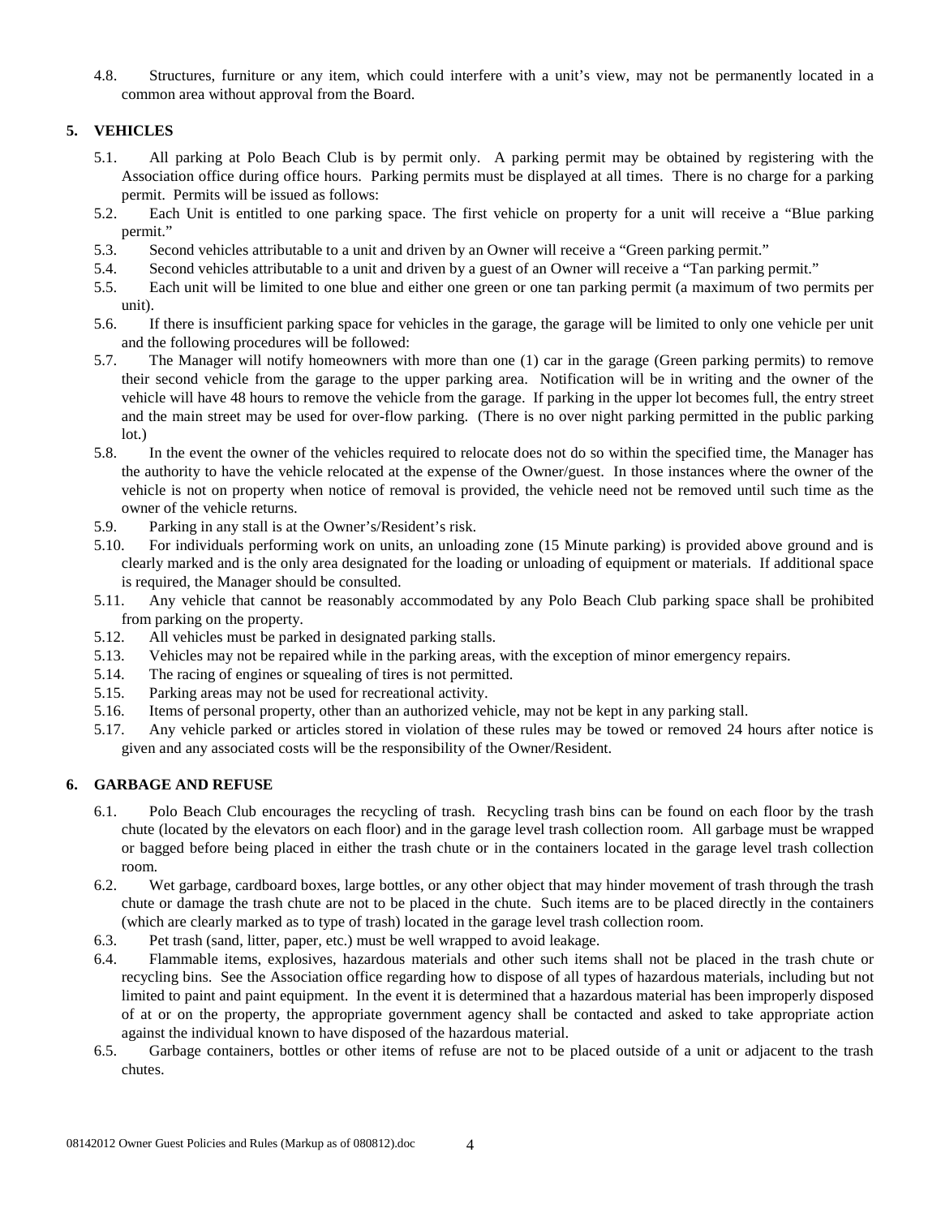4.8. Structures, furniture or any item, which could interfere with a unit's view, may not be permanently located in a common area without approval from the Board.

## 5. VEHICLES

5.1. All parking at Polo Beach Club is by permit only. A parking permit may be obtained by registering with the Association office during office hours. Parking permits must be displayed at all times. There is no charge for a parking permit. Permits will be issued as follows:

5.2. Each Unit is entitled to one parking space. The first vehicle on property for a unit will receive a "Blue parking permit."

5.3. Second vehicles attributable to a unit and driven by an Owner will receive a "Green parking permit."

5.4. Second vehicles attributable to a unit and driven by a guest of an Owner will receive a "Tan parking permit."

5.5. Each unit will be limited to one blue and either one green or one tan parking permit (a maximum of two permits per unit).

5.6. If there is insufficient parking space for vehicles in the garage, the garage will be limited to only one vehicle per unit and the following procedures will be followed:

5.7. The Manager will notify homeowners with more than one (1) car in the garage (Green parking permits) to remove their second vehicle from the garage to the upper parking area. Notification will be in writing and the owner of the vehicle will have 48 hours to remove the vehicle from the garage. If parking in the upper lot becomes full, the entry street and the main street may be used for over-flow parking. (There is no over night parking permitted in the public parking lot.)

5.8. In the event the owner of the vehicles required to relocate does not do so within the specified time, the Manager has the authority to have the vehicle relocated at the expense of the Owner/guest. In those instances where the owner of the vehicle is not on property when notice of removal is provided, the vehicle need not be removed until such time as the owner of the vehicle returns.

5.9. Parking in any stall is at the Owner's/Resident's risk.

5.10. For individuals performing work on units, an unloading zone (15 Minute parking) is provided above ground and is clearly marked and is the only area designated for the loading or unloading of equipment or materials. If additional space is required, the Manager should be consulted.

5.11. Any vehicle that cannot be reasonably accommodated by any Polo Beach Club parking space shall be prohibited from parking on the property.

5.12. All vehicles must be parked in designated parking stalls.

5.13. Vehicles may not be repaired while in the parking areas, with the exception of minor emergency repairs.

5.14. The racing of engines or squealing of tires is not permitted.

5.15. Parking areas may not be used for recreational activity.

5.16. Items of personal property, other than an authorized vehicle, may not be kept in any parking stall.

5.17. Any vehicle parked or articles stored in violation of these rules may be towed or removed 24 hours after notice is given and any associated costs will be the responsibility of the Owner/Resident.

## 6. GARBAGE AND REFUSE

6.1. Polo Beach Club encourages the recycling of trash. Recycling trash bins can be found on each floor by the trash chute (located by the elevators on each floor) and in the garage level trash collection room. All garbage must be wrapped or bagged before being placed in either the trash chute or in the containers located in the garage level trash collection room.

6.2. Wet garbage, cardboard boxes, large bottles, or any other object that may hinder movement of trash through the trash chute or damage the trash chute are not to be placed in the chute. Such items are to be placed directly in the containers (which are clearly marked as to type of trash) located in the garage level trash collection room.

6.3. Pet trash (sand, litter, paper, etc.) must be well wrapped to avoid leakage.

6.4. Flammable items, explosives, hazardous materials and other such items shall not be placed in the trash chute or recycling bins. See the Association office regarding how to dispose of all types of hazardous materials, including but not limited to paint and paint equipment. In the event it is determined that a hazardous material has been improperly disposed of at or on the property, the appropriate government agency shall be contacted and asked to take appropriate action against the individual known to have disposed of the hazardous material.

6.5. Garbage containers, bottles or other items of refuse are not to be placed outside of a unit or adjacent to the trash chutes.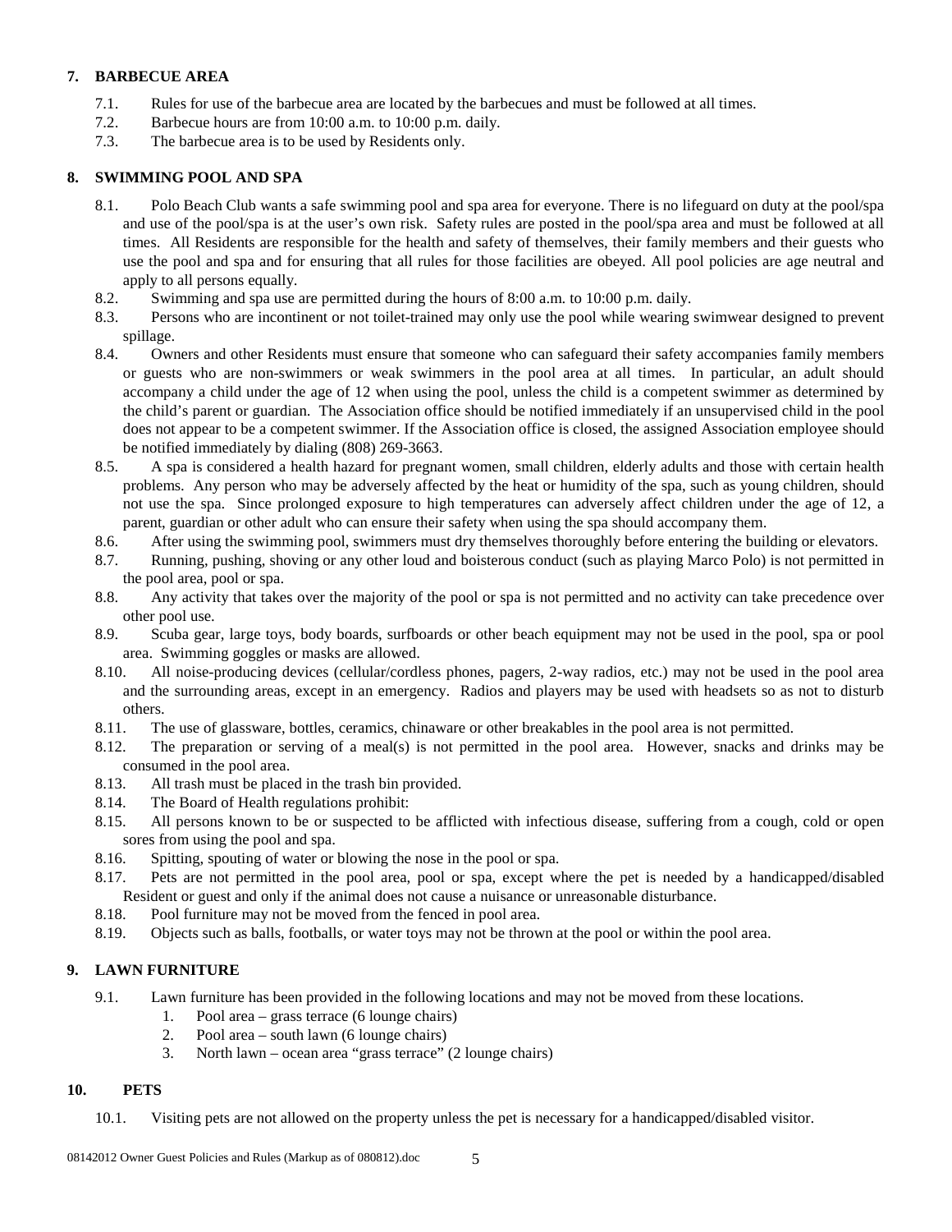## 7. BARBECUE AREA

7.1. Rules for use of the barbecue area are located by the barbecues and must be followed at all times.

7.2. Barbecue hours are from 10:00 a.m. to 10:00 p.m. daily.

7.3. The barbecue area is to be used by Residents only.

## 8. SWIMMING POOL AND SPA

8.1. Polo Beach Club wants a safe swimming pool and spa area for everyone. There is no lifeguard on duty at the pool/spa and use of the pool/spa is at the user's own risk. Safety rules are posted in the pool/spa area and must be followed at all times. All Residents are responsible for the health and safety of themselves, their family members and their guests who use the pool and spa and for ensuring that all rules for those facilities are obeyed. All pool policies are age neutral and apply to all persons equally.

8.2. Swimming and spa use are permitted during the hours of 8:00 a.m. to 10:00 p.m. daily.

8.3. Persons who are incontinent or not toilet-trained may only use the pool while wearing swimwear designed to prevent spillage.

8.4. Owners and other Residents must ensure that someone who can safeguard their safety accompanies family members or guests who are non-swimmers or weak swimmers in the pool area at all times. In particular, an adult should accompany a child under the age of 12 when using the pool, unless the child is a competent swimmer as determined by the child's parent or guardian. The Association office should be notified immediately if an unsupervised child in the pool does not appear to be a competent swimmer. If the Association office is closed, the assigned Association employee should be notified immediately by dialing (808) 269-3663.

8.5. A spa is considered a health hazard for pregnant women, small children, elderly adults and those with certain health problems. Any person who may be adversely affected by the heat or humidity of the spa, such as young children, should not use the spa. Since prolonged exposure to high temperatures can adversely affect children under the age of 12, a parent, guardian or other adult who can ensure their safety when using the spa should accompany them.

8.6. After using the swimming pool, swimmers must dry themselves thoroughly before entering the building or elevators.

8.7. Running, pushing, shoving or any other loud and boisterous conduct (such as playing Marco Polo) is not permitted in the pool area, pool or spa.

8.8. Any activity that takes over the majority of the pool or spa is not permitted and no activity can take precedence over other pool use.

8.9. Scuba gear, large toys, body boards, surfboards or other beach equipment may not be used in the pool, spa or pool area. Swimming goggles or masks are allowed.

8.10. All noise-producing devices (cellular/cordless phones, pagers, 2-way radios, etc.) may not be used in the pool area and the surrounding areas, except in an emergency. Radios and players may be used with headsets so as not to disturb others.

8.11. The use of glassware, bottles, ceramics, chinaware or other breakables in the pool area is not permitted.

8.12. The preparation or serving of a meal(s) is not permitted in the pool area. However, snacks and drinks may be consumed in the pool area.

8.13. All trash must be placed in the trash bin provided.

8.14. The Board of Health regulations prohibit:

8.15. All persons known to be or suspected to be afflicted with infectious disease, suffering from a cough, cold or open sores from using the pool and spa.

8.16. Spitting, spouting of water or blowing the nose in the pool or spa.

8.17. Pets are not permitted in the pool area, pool or spa, except where the pet is needed by a handicapped/disabled Resident or guest and only if the animal does not cause a nuisance or unreasonable disturbance.

8.18. Pool furniture may not be moved from the fenced in pool area.

8.19. Objects such as balls, footballs, or water toys may not be thrown at the pool or within the pool area.

## 9. LAWN FURNITURE

9.1. Lawn furniture has been provided in the following locations and may not be moved from these locations.

1. Pool area – grass terrace (6 lounge chairs)
2. Pool area – south lawn (6 lounge chairs)
3. North lawn – ocean area "grass terrace" (2 lounge chairs)

## 10. PETS

10.1. Visiting pets are not allowed on the property unless the pet is necessary for a handicapped/disabled visitor.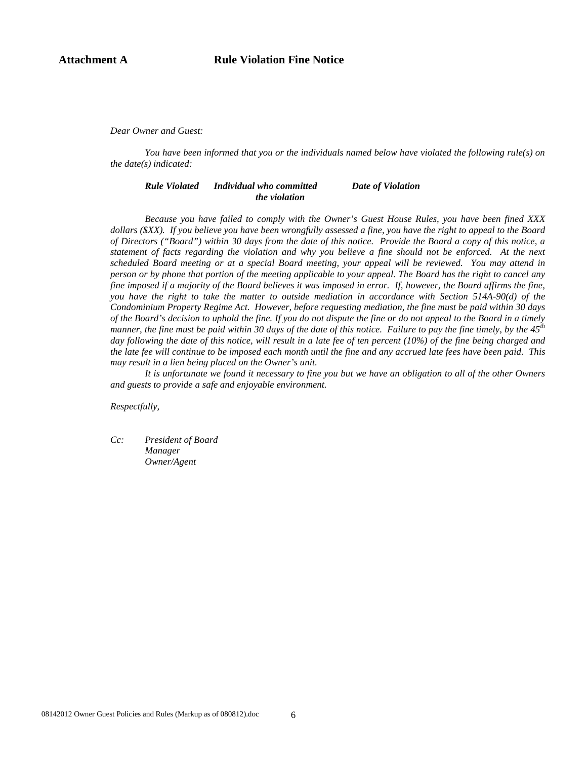**Attachment A** **Rule Violation Fine Notice**

*Dear Owner and Guest:*

*You have been informed that you or the individuals named below have violated the following rule(s) on the date(s) indicated:*

| ***Rule Violated*** | ***Individual who committed the violation*** | ***Date of Violation*** |
|---|---|---|

*Because you have failed to comply with the Owner's Guest House Rules, you have been fined XXX dollars ($XX). If you believe you have been wrongfully assessed a fine, you have the right to appeal to the Board of Directors ("Board") within 30 days from the date of this notice. Provide the Board a copy of this notice, a statement of facts regarding the violation and why you believe a fine should not be enforced. At the next scheduled Board meeting or at a special Board meeting, your appeal will be reviewed. You may attend in person or by phone that portion of the meeting applicable to your appeal. The Board has the right to cancel any fine imposed if a majority of the Board believes it was imposed in error. If, however, the Board affirms the fine, you have the right to take the matter to outside mediation in accordance with Section 514A-90(d) of the Condominium Property Regime Act. However, before requesting mediation, the fine must be paid within 30 days of the Board's decision to uphold the fine. If you do not dispute the fine or do not appeal to the Board in a timely manner, the fine must be paid within 30 days of the date of this notice. Failure to pay the fine timely, by the 45th day following the date of this notice, will result in a late fee of ten percent (10%) of the fine being charged and the late fee will continue to be imposed each month until the fine and any accrued late fees have been paid. This may result in a lien being placed on the Owner's unit.*

*It is unfortunate we found it necessary to fine you but we have an obligation to all of the other Owners and guests to provide a safe and enjoyable environment.*

*Respectfully,*

*Cc: President of Board*
*Manager*
*Owner/Agent*